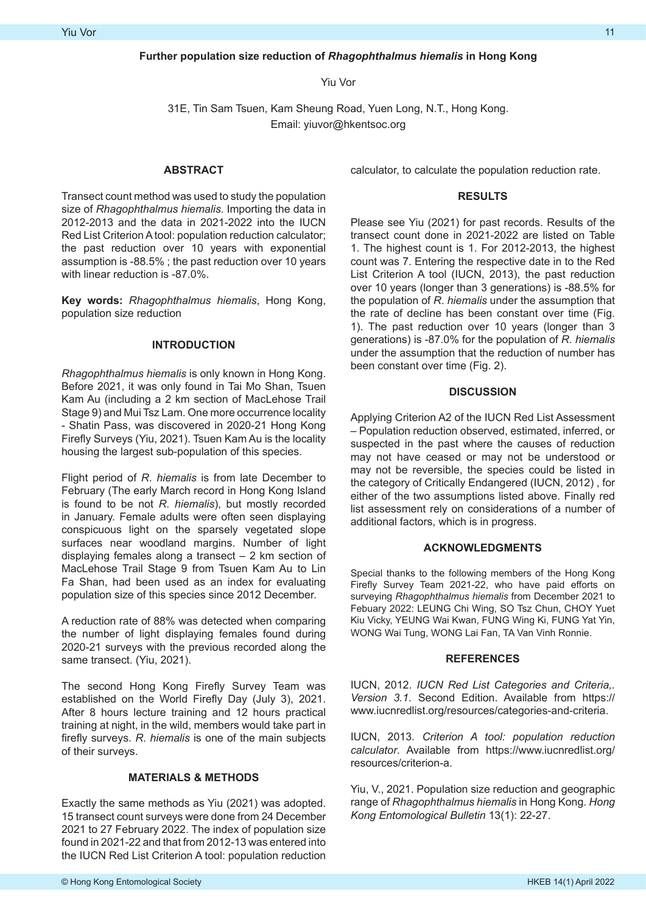# Further population size reduction of *Rhagophthalmus hiemalis* in Hong Kong

Yiu Vor

31E, Tin Sam Tsuen, Kam Sheung Road, Yuen Long, N.T., Hong Kong.
Email: yiuvor@hkentsoc.org

## ABSTRACT

Transect count method was used to study the population size of *Rhagophthalmus hiemalis*. Importing the data in 2012-2013 and the data in 2021-2022 into the IUCN Red List Criterion A tool: population reduction calculator; the past reduction over 10 years with exponential assumption is -88.5% ; the past reduction over 10 years with linear reduction is -87.0%.

**Key words:** *Rhagophthalmus hiemalis*, Hong Kong, population size reduction

## INTRODUCTION

*Rhagophthalmus hiemalis* is only known in Hong Kong. Before 2021, it was only found in Tai Mo Shan, Tsuen Kam Au (including a 2 km section of MacLehose Trail Stage 9) and Mui Tsz Lam. One more occurrence locality - Shatin Pass, was discovered in 2020-21 Hong Kong Firefly Surveys (Yiu, 2021). Tsuen Kam Au is the locality housing the largest sub-population of this species.

Flight period of *R. hiemalis* is from late December to February (The early March record in Hong Kong Island is found to be not *R. hiemalis*), but mostly recorded in January. Female adults were often seen displaying conspicuous light on the sparsely vegetated slope surfaces near woodland margins. Number of light displaying females along a transect – 2 km section of MacLehose Trail Stage 9 from Tsuen Kam Au to Lin Fa Shan, had been used as an index for evaluating population size of this species since 2012 December.

A reduction rate of 88% was detected when comparing the number of light displaying females found during 2020-21 surveys with the previous recorded along the same transect. (Yiu, 2021).

The second Hong Kong Firefly Survey Team was established on the World Firefly Day (July 3), 2021. After 8 hours lecture training and 12 hours practical training at night, in the wild, members would take part in firefly surveys. *R. hiemalis* is one of the main subjects of their surveys.

## MATERIALS & METHODS

Exactly the same methods as Yiu (2021) was adopted. 15 transect count surveys were done from 24 December 2021 to 27 February 2022. The index of population size found in 2021-22 and that from 2012-13 was entered into the IUCN Red List Criterion A tool: population reduction calculator, to calculate the population reduction rate.

## RESULTS

Please see Yiu (2021) for past records. Results of the transect count done in 2021-2022 are listed on Table 1. The highest count is 1. For 2012-2013, the highest count was 7. Entering the respective date in to the Red List Criterion A tool (IUCN, 2013), the past reduction over 10 years (longer than 3 generations) is -88.5% for the population of *R. hiemalis* under the assumption that the rate of decline has been constant over time (Fig. 1). The past reduction over 10 years (longer than 3 generations) is -87.0% for the population of *R. hiemalis* under the assumption that the reduction of number has been constant over time (Fig. 2).

## DISCUSSION

Applying Criterion A2 of the IUCN Red List Assessment – Population reduction observed, estimated, inferred, or suspected in the past where the causes of reduction may not have ceased or may not be understood or may not be reversible, the species could be listed in the category of Critically Endangered (IUCN, 2012) , for either of the two assumptions listed above. Finally red list assessment rely on considerations of a number of additional factors, which is in progress.

## ACKNOWLEDGMENTS

Special thanks to the following members of the Hong Kong Firefly Survey Team 2021-22, who have paid efforts on surveying *Rhagophthalmus hiemalis* from December 2021 to Febuary 2022: LEUNG Chi Wing, SO Tsz Chun, CHOY Yuet Kiu Vicky, YEUNG Wai Kwan, FUNG Wing Ki, FUNG Yat Yin, WONG Wai Tung, WONG Lai Fan, TA Van Vinh Ronnie.

## REFERENCES

IUCN, 2012. *IUCN Red List Categories and Criteria,. Version 3.1*. Second Edition. Available from https://www.iucnredlist.org/resources/categories-and-criteria.

IUCN, 2013. *Criterion A tool: population reduction calculator*. Available from https://www.iucnredlist.org/resources/criterion-a.

Yiu, V., 2021. Population size reduction and geographic range of *Rhagophthalmus hiemalis* in Hong Kong. *Hong Kong Entomological Bulletin* 13(1): 22-27.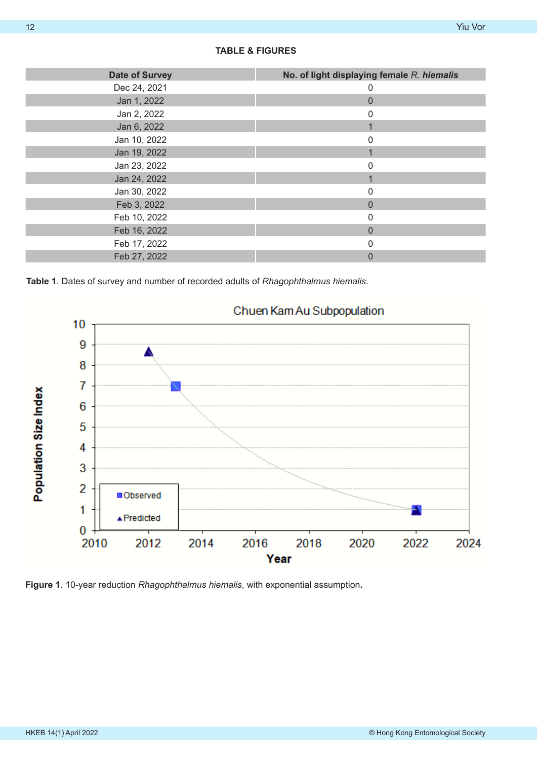## TABLE & FIGURES

| Date of Survey | No. of light displaying female *R. hiemalis* |
|---|---|
| Dec 24, 2021 | 0 |
| Jan 1, 2022 | 0 |
| Jan 2, 2022 | 0 |
| Jan 6, 2022 | 1 |
| Jan 10, 2022 | 0 |
| Jan 19, 2022 | 1 |
| Jan 23, 2022 | 0 |
| Jan 24, 2022 | 1 |
| Jan 30, 2022 | 0 |
| Feb 3, 2022 | 0 |
| Feb 10, 2022 | 0 |
| Feb 16, 2022 | 0 |
| Feb 17, 2022 | 0 |
| Feb 27, 2022 | 0 |

**Table 1**. Dates of survey and number of recorded adults of *Rhagophthalmus hiemalis*.

Chuen Kam Au Subpopulation

Population Size Index

0
1
2
3
4
5
6
7
8
9
10

Year

2010
2012
2014
2016
2018
2020
2022
2024

Observed

Predicted

**Figure 1**. 10-year reduction *Rhagophthalmus hiemalis*, with exponential assumption**.**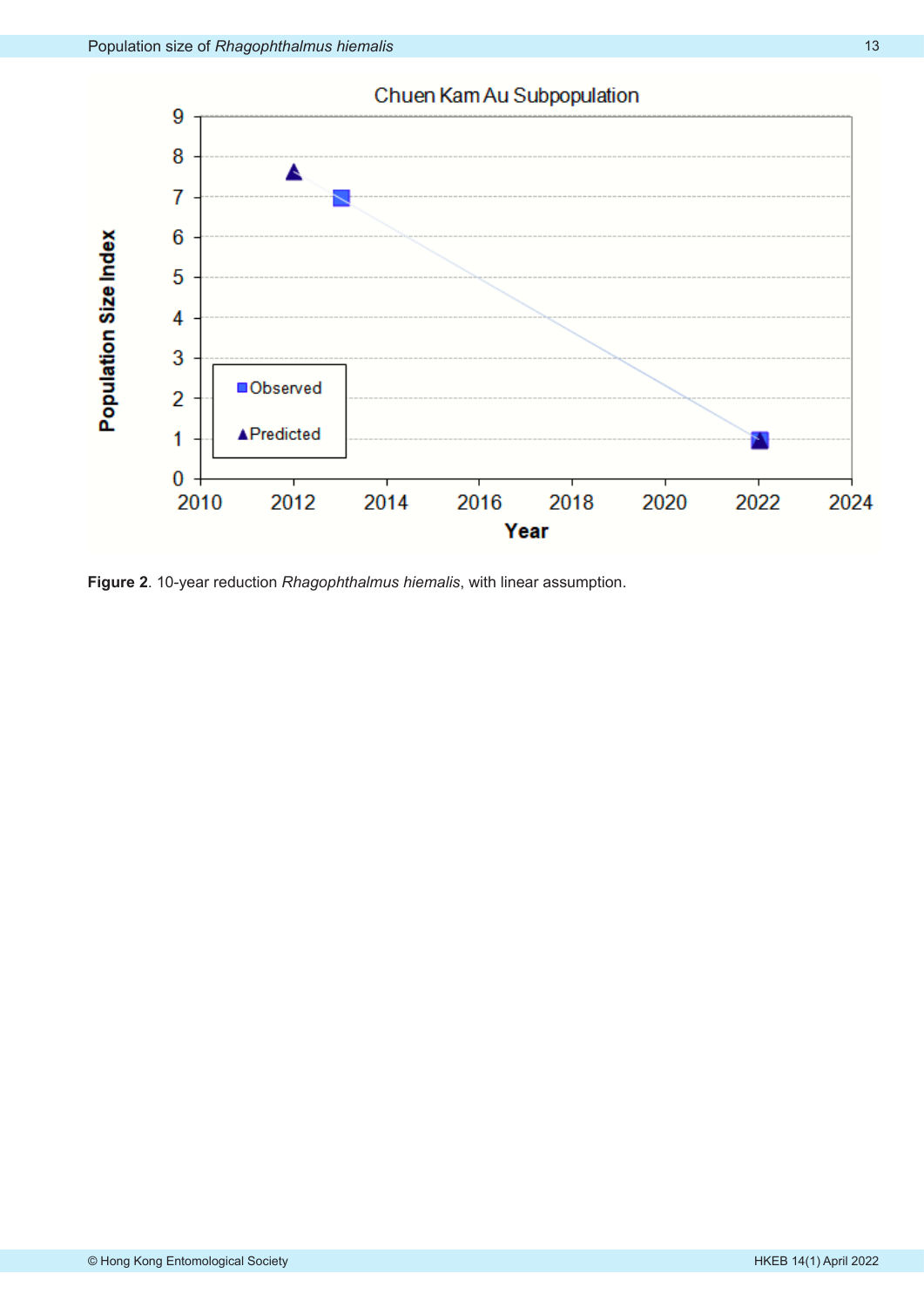Chuen Kam Au Subpopulation

Population Size Index

9
8
7
6
5
4
3
2
1
0

2010 2012 2014 2016 2018 2020 2022 2024

Year

Observed

Predicted

**Figure 2**. 10-year reduction *Rhagophthalmus hiemalis*, with linear assumption.